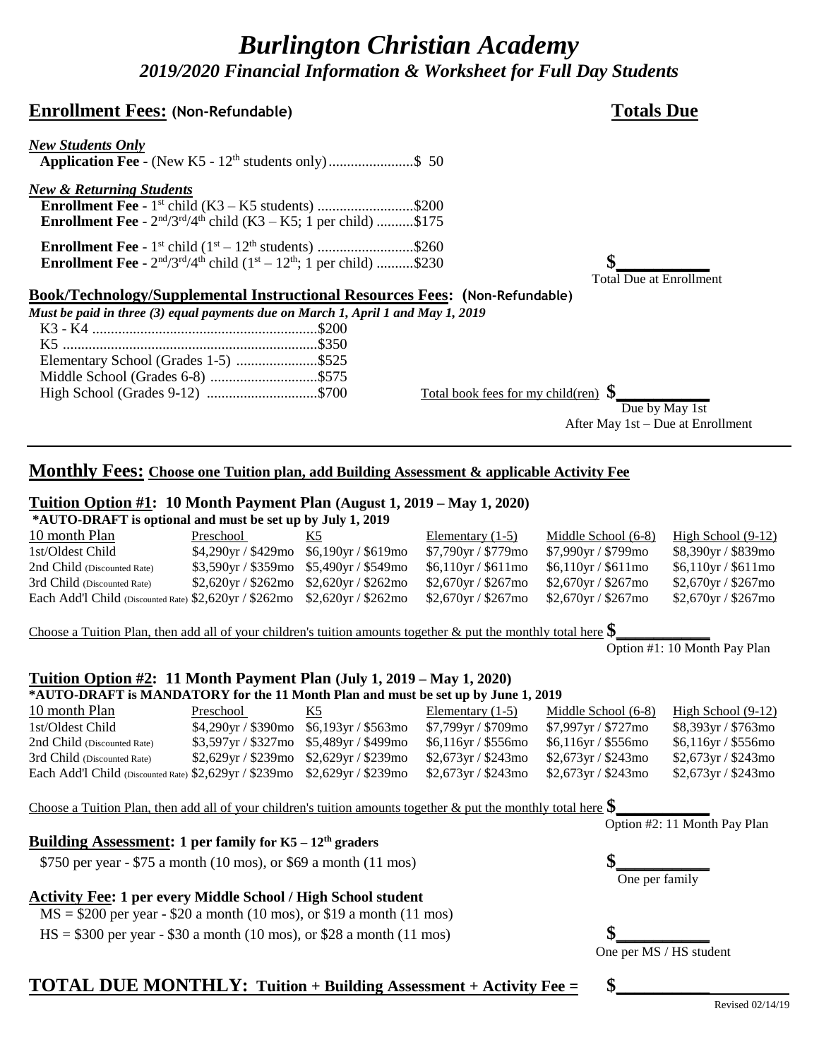# *Burlington Christian Academy*

## *2019/2020 Financial Information & Worksheet for Full Day Students*

## Enrollment Fees: (Non-Refundable) — Totals Due

***New Students Only***

**Application Fee -** (New K5 - 12th students only).......................$ 50

***New & Returning Students***

**Enrollment Fee -** 1st child (K3 – K5 students) ..........................$200
**Enrollment Fee -** 2nd/3rd/4th child (K3 – K5; 1 per child) ..........$175

**Enrollment Fee -** 1st child (1st – 12th students) ..........................$260
**Enrollment Fee -** 2nd/3rd/4th child (1st – 12th; 1 per child) ..........$230

**$__________**
Total Due at Enrollment

### Book/Technology/Supplemental Instructional Resources Fees: (Non-Refundable)

***Must be paid in three (3) equal payments due on March 1, April 1 and May 1, 2019***

K3 - K4 .............................................................$200
K5 .....................................................................$350
Elementary School (Grades 1-5) ......................$525
Middle School (Grades 6-8) .............................$575
High School (Grades 9-12) ..............................$700

Total book fees for my child(ren) **$__________**
Due by May 1st
After May 1st – Due at Enrollment

---

## Monthly Fees: Choose one Tuition plan, add Building Assessment & applicable Activity Fee

### Tuition Option #1: 10 Month Payment Plan (August 1, 2019 – May 1, 2020)

**\*AUTO-DRAFT is optional and must be set up by July 1, 2019**

| 10 month Plan | Preschool | K5 | Elementary (1-5) | Middle School (6-8) | High School (9-12) |
|---|---|---|---|---|---|
| 1st/Oldest Child | \$4,290yr / \$429mo | \$6,190yr / \$619mo | \$7,790yr / \$779mo | \$7,990yr / \$799mo | \$8,390yr / \$839mo |
| 2nd Child (Discounted Rate) | \$3,590yr / \$359mo | \$5,490yr / \$549mo | \$6,110yr / \$611mo | \$6,110yr / \$611mo | \$6,110yr / \$611mo |
| 3rd Child (Discounted Rate) | \$2,620yr / \$262mo | \$2,620yr / \$262mo | \$2,670yr / \$267mo | \$2,670yr / \$267mo | \$2,670yr / \$267mo |
| Each Add'l Child (Discounted Rate) | \$2,620yr / \$262mo | \$2,620yr / \$262mo | \$2,670yr / \$267mo | \$2,670yr / \$267mo | \$2,670yr / \$267mo |

Choose a Tuition Plan, then add all of your children's tuition amounts together & put the monthly total here **$__________**
Option #1: 10 Month Pay Plan

### Tuition Option #2: 11 Month Payment Plan (July 1, 2019 – May 1, 2020)

**\*AUTO-DRAFT is MANDATORY for the 11 Month Plan and must be set up by June 1, 2019**

| 10 month Plan | Preschool | K5 | Elementary (1-5) | Middle School (6-8) | High School (9-12) |
|---|---|---|---|---|---|
| 1st/Oldest Child | \$4,290yr / \$390mo | \$6,193yr / \$563mo | \$7,799yr / \$709mo | \$7,997yr / \$727mo | \$8,393yr / \$763mo |
| 2nd Child (Discounted Rate) | \$3,597yr / \$327mo | \$5,489yr / \$499mo | \$6,116yr / \$556mo | \$6,116yr / \$556mo | \$6,116yr / \$556mo |
| 3rd Child (Discounted Rate) | \$2,629yr / \$239mo | \$2,629yr / \$239mo | \$2,673yr / \$243mo | \$2,673yr / \$243mo | \$2,673yr / \$243mo |
| Each Add'l Child (Discounted Rate) | \$2,629yr / \$239mo | \$2,629yr / \$239mo | \$2,673yr / \$243mo | \$2,673yr / \$243mo | \$2,673yr / \$243mo |

Choose a Tuition Plan, then add all of your children's tuition amounts together & put the monthly total here **$__________**
Option #2: 11 Month Pay Plan

### Building Assessment: 1 per family for K5 – 12th graders

$750 per year - $75 a month (10 mos), or $69 a month (11 mos) **$__________**
One per family

### Activity Fee: 1 per every Middle School / High School student

MS = $200 per year - $20 a month (10 mos), or $19 a month (11 mos)
HS = $300 per year - $30 a month (10 mos), or $28 a month (11 mos) **$__________**
One per MS / HS student

## TOTAL DUE MONTHLY: Tuition + Building Assessment + Activity Fee = $__________

Revised 02/14/19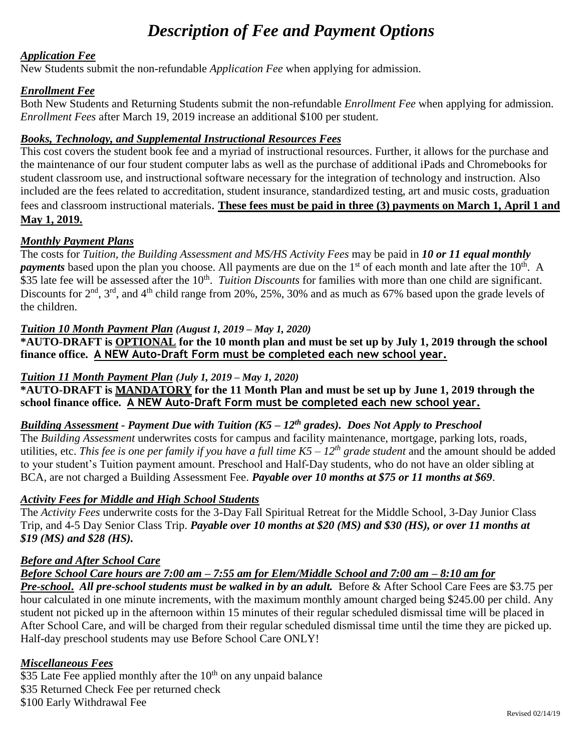# *Description of Fee and Payment Options*

***Application Fee***

New Students submit the non-refundable *Application Fee* when applying for admission.

***Enrollment Fee***

Both New Students and Returning Students submit the non-refundable *Enrollment Fee* when applying for admission. *Enrollment Fees* after March 19, 2019 increase an additional $100 per student.

***Books, Technology, and Supplemental Instructional Resources Fees***

This cost covers the student book fee and a myriad of instructional resources. Further, it allows for the purchase and the maintenance of our four student computer labs as well as the purchase of additional iPads and Chromebooks for student classroom use, and instructional software necessary for the integration of technology and instruction. Also included are the fees related to accreditation, student insurance, standardized testing, art and music costs, graduation fees and classroom instructional materials. **These fees must be paid in three (3) payments on March 1, April 1 and May 1, 2019.**

***Monthly Payment Plans***

The costs for *Tuition, the Building Assessment and MS/HS Activity Fees* may be paid in ***10 or 11 equal monthly payments*** based upon the plan you choose. All payments are due on the 1st of each month and late after the 10th. A $35 late fee will be assessed after the 10th. *Tuition Discounts* for families with more than one child are significant. Discounts for 2nd, 3rd, and 4th child range from 20%, 25%, 30% and as much as 67% based upon the grade levels of the children.

***Tuition 10 Month Payment Plan*** ***(August 1, 2019 – May 1, 2020)***

**\*AUTO-DRAFT is OPTIONAL for the 10 month plan and must be set up by July 1, 2019 through the school finance office. A NEW Auto-Draft Form must be completed each new school year.**

***Tuition 11 Month Payment Plan*** ***(July 1, 2019 – May 1, 2020)***

**\*AUTO-DRAFT is MANDATORY for the 11 Month Plan and must be set up by June 1, 2019 through the school finance office. A NEW Auto-Draft Form must be completed each new school year.**

***Building Assessment - Payment Due with Tuition (K5 – 12th grades). Does Not Apply to Preschool***

The *Building Assessment* underwrites costs for campus and facility maintenance, mortgage, parking lots, roads, utilities, etc. *This fee is one per family if you have a full time K5 – 12th grade student* and the amount should be added to your student's Tuition payment amount. Preschool and Half-Day students, who do not have an older sibling at BCA, are not charged a Building Assessment Fee. ***Payable over 10 months at $75 or 11 months at $69***.

***Activity Fees for Middle and High School Students***

The *Activity Fees* underwrite costs for the 3-Day Fall Spiritual Retreat for the Middle School, 3-Day Junior Class Trip, and 4-5 Day Senior Class Trip. ***Payable over 10 months at $20 (MS) and $30 (HS), or over 11 months at $19 (MS) and $28 (HS).***

***Before and After School Care***

***Before School Care hours are 7:00 am – 7:55 am for Elem/Middle School and 7:00 am – 8:10 am for Pre-school. All pre-school students must be walked in by an adult.*** Before & After School Care Fees are $3.75 per hour calculated in one minute increments, with the maximum monthly amount charged being $245.00 per child. Any student not picked up in the afternoon within 15 minutes of their regular scheduled dismissal time will be placed in After School Care, and will be charged from their regular scheduled dismissal time until the time they are picked up. Half-day preschool students may use Before School Care ONLY!

***Miscellaneous Fees***

$35 Late Fee applied monthly after the 10th on any unpaid balance  
$35 Returned Check Fee per returned check  
$100 Early Withdrawal Fee

Revised 02/14/19